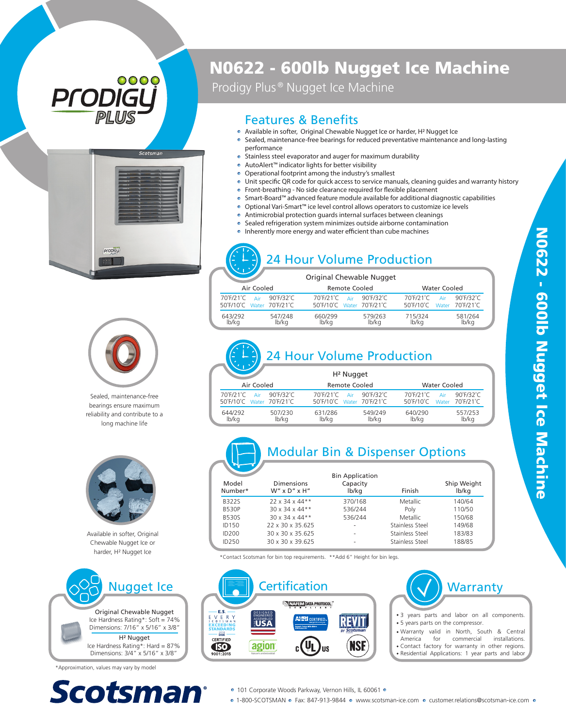# N0622 - 600lb Nugget Ice Machine

Prodigy Plus® Nugget Ice Machine

## Features & Benefits

- Available in softer, Original Chewable Nugget Ice or harder, H² Nugget Ice
- Sealed, maintenance-free bearings for reduced preventative maintenance and long-lasting performance
- Stainless steel evaporator and auger for maximum durability
- AutoAlert™ indicator lights for better visibility
- Operational footprint among the industry's smallest
- Unit specific QR code for quick access to service manuals, cleaning guides and warranty history
- Front-breathing - No side clearance required for flexible placement
- Smart-Board™ advanced feature module available for additional diagnostic capabilities
- Optional Vari-Smart™ ice level control allows operators to customize ice levels
- Antimicrobial protection guards internal surfaces between cleanings
- Sealed refrigeration system minimizes outside airborne contamination
- Inherently more energy and water efficient than cube machines

Sealed, maintenance-free bearings ensure maximum reliability and contribute to a long machine life

Available in softer, Original Chewable Nugget Ice or harder, H² Nugget Ice

## 24 Hour Volume Production

Original Chewable Nugget

| Air Cooled | | Remote Cooled | | Water Cooled | |
|---|---|---|---|---|---|
| 70˚F/21˚C Air 50˚F/10˚C Water | 90˚F/32˚C Air 70˚F/21˚C Water | 70˚F/21˚C Air 50˚F/10˚C Water | 90˚F/32˚C Air 70˚F/21˚C Water | 70˚F/21˚C Air 50˚F/10˚C Water | 90˚F/32˚C Air 70˚F/21˚C Water |
| 643/292 lb/kg | 547/248 lb/kg | 660/299 lb/kg | 579/263 lb/kg | 715/324 lb/kg | 581/264 lb/kg |

## 24 Hour Volume Production

H² Nugget

| Air Cooled | | Remote Cooled | | Water Cooled | |
|---|---|---|---|---|---|
| 70˚F/21˚C Air 50˚F/10˚C Water | 90˚F/32˚C Air 70˚F/21˚C Water | 70˚F/21˚C Air 50˚F/10˚C Water | 90˚F/32˚C Air 70˚F/21˚C Water | 70˚F/21˚C Air 50˚F/10˚C Water | 90˚F/32˚C Air 70˚F/21˚C Water |
| 644/292 lb/kg | 507/230 lb/kg | 631/286 lb/kg | 549/249 lb/kg | 640/290 lb/kg | 557/253 lb/kg |

## Modular Bin & Dispenser Options

| Model Number* | Dimensions W" x D" x H" | Bin Application Capacity lb/kg | Finish | Ship Weight lb/kg |
|---|---|---|---|---|
| B322S | 22 x 34 x 44** | 370/168 | Metallic | 140/64 |
| B530P | 30 x 34 x 44** | 536/244 | Poly | 110/50 |
| B530S | 30 x 34 x 44** | 536/244 | Metallic | 150/68 |
| ID150 | 22 x 30 x 35.625 | - | Stainless Steel | 149/68 |
| ID200 | 30 x 30 x 35.625 | - | Stainless Steel | 183/83 |
| ID250 | 30 x 30 x 39.625 | - | Stainless Steel | 188/85 |

*Contact Scotsman for bin top requirements. **Add 6" Height for bin legs.

## Nugget Ice

Original Chewable Nugget
Ice Hardness Rating*: Soft = 74%
Dimensions: 7/16" x 5/16" x 3/8"

H² Nugget
Ice Hardness Rating*: Hard = 87%
Dimensions: 3/4" x 5/16" x 3/8"

*Approximation, values may vary by model

## Certification

## Warranty

- 3 years parts and labor on all components.
- 5 years parts on the compressor.
- Warranty valid in North, South & Central America for commercial installations.
- Contact factory for warranty in other regions.
- Residential Applications: 1 year parts and labor

**Scotsman**

101 Corporate Woods Parkway, Vernon Hills, IL 60061
1-800-SCOTSMAN • Fax: 847-913-9844 • www.scotsman-ice.com • customer.relations@scotsman-ice.com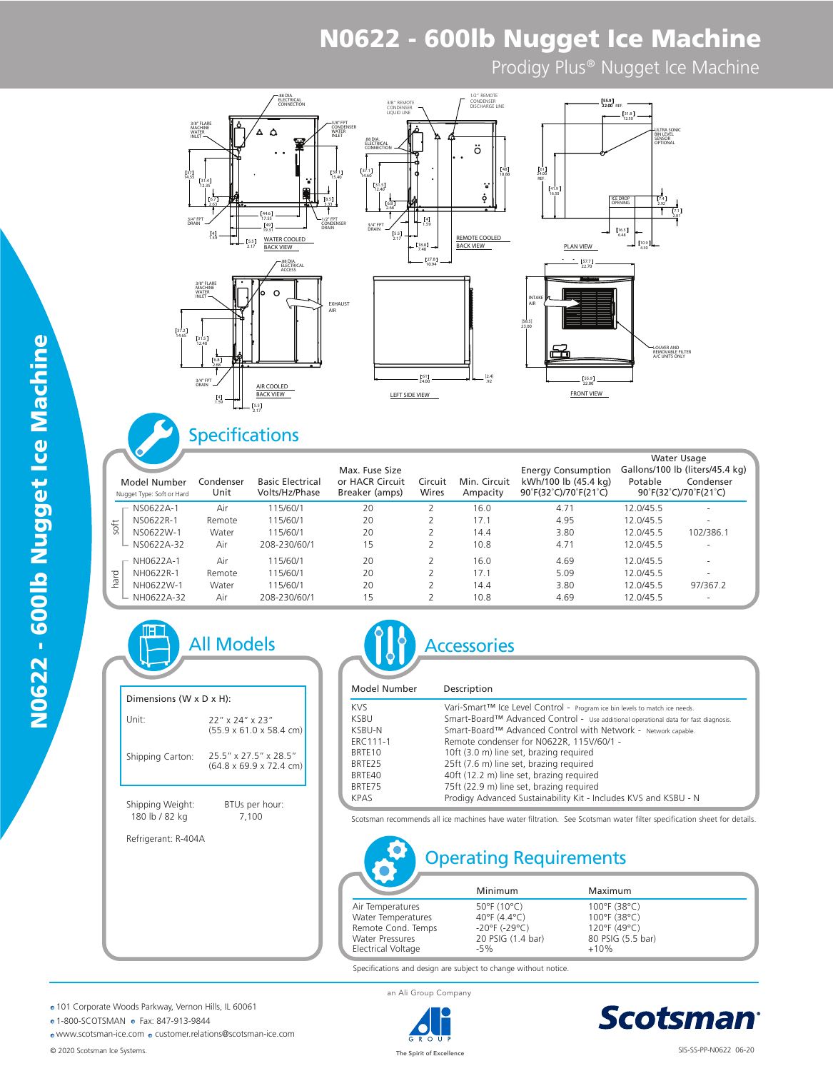# N0622 - 600lb Nugget Ice Machine

Prodigy Plus® Nugget Ice Machine

WATER COOLED BACK VIEW

REMOTE COOLED BACK VIEW

PLAN VIEW

AIR COOLED BACK VIEW

LEFT SIDE VIEW

FRONT VIEW

## Specifications

| Model Number<br>Nugget Type: Soft or Hard | | Condenser Unit | Basic Electrical Volts/Hz/Phase | Max. Fuse Size or HACR Circuit Breaker (amps) | Circuit Wires | Min. Circuit Ampacity | Energy Consumption kWh/100 lb (45.4 kg) 90˚F(32˚C)/70˚F(21˚C) | Water Usage Gallons/100 lb (liters/45.4 kg) Potable | Condenser 90˚F(32˚C)/70˚F(21˚C) |
|---|---|---|---|---|---|---|---|---|---|
| soft | NS0622A-1 | Air | 115/60/1 | 20 | 2 | 16.0 | 4.71 | 12.0/45.5 | - |
| soft | NS0622R-1 | Remote | 115/60/1 | 20 | 2 | 17.1 | 4.95 | 12.0/45.5 | - |
| soft | NS0622W-1 | Water | 115/60/1 | 20 | 2 | 14.4 | 3.80 | 12.0/45.5 | 102/386.1 |
| soft | NS0622A-32 | Air | 208-230/60/1 | 15 | 2 | 10.8 | 4.71 | 12.0/45.5 | - |
| hard | NH0622A-1 | Air | 115/60/1 | 20 | 2 | 16.0 | 4.69 | 12.0/45.5 | - |
| hard | NH0622R-1 | Remote | 115/60/1 | 20 | 2 | 17.1 | 5.09 | 12.0/45.5 | - |
| hard | NH0622W-1 | Water | 115/60/1 | 20 | 2 | 14.4 | 3.80 | 12.0/45.5 | 97/367.2 |
| hard | NH0622A-32 | Air | 208-230/60/1 | 15 | 2 | 10.8 | 4.69 | 12.0/45.5 | - |

## All Models

**Dimensions (W x D x H):**

| | |
|---|---|
| Unit: | 22" x 24" x 23" (55.9 x 61.0 x 58.4 cm) |
| Shipping Carton: | 25.5" x 27.5" x 28.5" (64.8 x 69.9 x 72.4 cm) |

Shipping Weight: 180 lb / 82 kg

BTUs per hour: 7,100

Refrigerant: R-404A

## Accessories

| Model Number | Description |
|---|---|
| KVS | Vari-Smart™ Ice Level Control - Program ice bin levels to match ice needs. |
| KSBU | Smart-Board™ Advanced Control - Use additional operational data for fast diagnosis. |
| KSBU-N | Smart-Board™ Advanced Control with Network - Network capable. |
| ERC111-1 | Remote condenser for N0622R, 115V/60/1 - |
| BRTE10 | 10ft (3.0 m) line set, brazing required |
| BRTE25 | 25ft (7.6 m) line set, brazing required |
| BRTE40 | 40ft (12.2 m) line set, brazing required |
| BRTE75 | 75ft (22.9 m) line set, brazing required |
| KPAS | Prodigy Advanced Sustainability Kit - Includes KVS and KSBU - N |

Scotsman recommends all ice machines have water filtration. See Scotsman water filter specification sheet for details.

## Operating Requirements

| | Minimum | Maximum |
|---|---|---|
| Air Temperatures | 50°F (10°C) | 100°F (38°C) |
| Water Temperatures | 40°F (4.4°C) | 100°F (38°C) |
| Remote Cond. Temps | -20°F (-29°C) | 120°F (49°C) |
| Water Pressures | 20 PSIG (1.4 bar) | 80 PSIG (5.5 bar) |
| Electrical Voltage | -5% | +10% |

Specifications and design are subject to change without notice.

101 Corporate Woods Parkway, Vernon Hills, IL 60061
1-800-SCOTSMAN Fax: 847-913-9844
www.scotsman-ice.com customer.relations@scotsman-ice.com

© 2020 Scotsman Ice Systems.

an Ali Group Company

The Spirit of Excellence

Scotsman

SIS-SS-PP-N0622 06-20